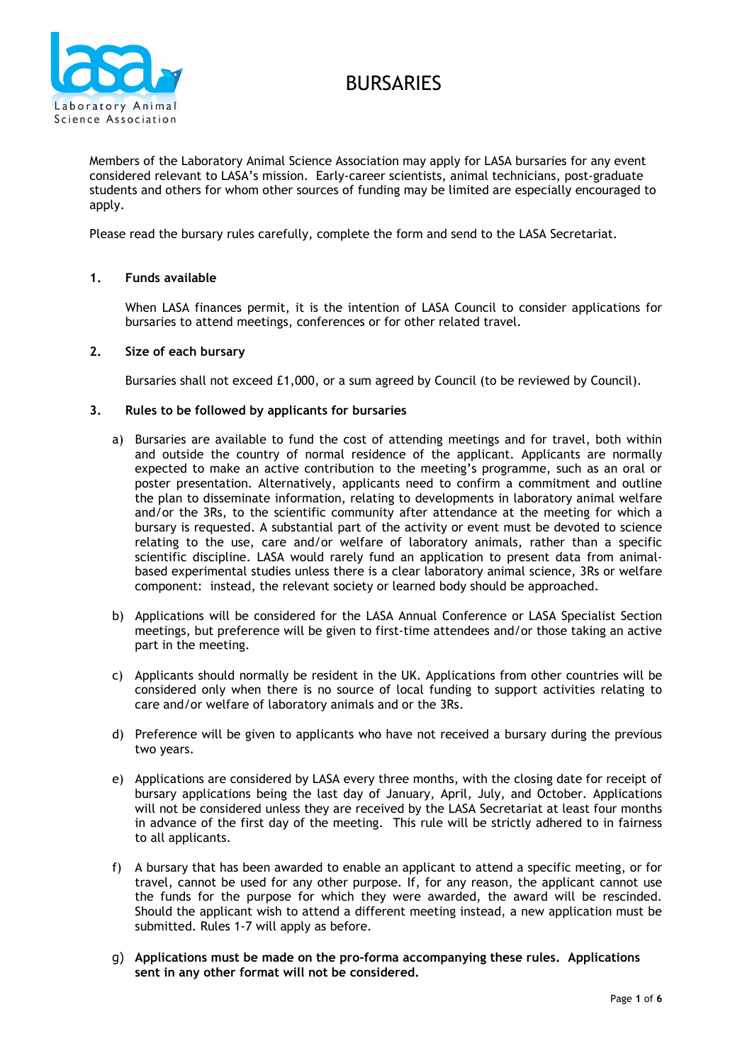# BURSARIES

Members of the Laboratory Animal Science Association may apply for LASA bursaries for any event considered relevant to LASA's mission. Early-career scientists, animal technicians, post-graduate students and others for whom other sources of funding may be limited are especially encouraged to apply.

Please read the bursary rules carefully, complete the form and send to the LASA Secretariat.

## 1. Funds available

When LASA finances permit, it is the intention of LASA Council to consider applications for bursaries to attend meetings, conferences or for other related travel.

## 2. Size of each bursary

Bursaries shall not exceed £1,000, or a sum agreed by Council (to be reviewed by Council).

## 3. Rules to be followed by applicants for bursaries

a) Bursaries are available to fund the cost of attending meetings and for travel, both within and outside the country of normal residence of the applicant. Applicants are normally expected to make an active contribution to the meeting's programme, such as an oral or poster presentation. Alternatively, applicants need to confirm a commitment and outline the plan to disseminate information, relating to developments in laboratory animal welfare and/or the 3Rs, to the scientific community after attendance at the meeting for which a bursary is requested. A substantial part of the activity or event must be devoted to science relating to the use, care and/or welfare of laboratory animals, rather than a specific scientific discipline. LASA would rarely fund an application to present data from animal-based experimental studies unless there is a clear laboratory animal science, 3Rs or welfare component: instead, the relevant society or learned body should be approached.

b) Applications will be considered for the LASA Annual Conference or LASA Specialist Section meetings, but preference will be given to first-time attendees and/or those taking an active part in the meeting.

c) Applicants should normally be resident in the UK. Applications from other countries will be considered only when there is no source of local funding to support activities relating to care and/or welfare of laboratory animals and or the 3Rs.

d) Preference will be given to applicants who have not received a bursary during the previous two years.

e) Applications are considered by LASA every three months, with the closing date for receipt of bursary applications being the last day of January, April, July, and October. Applications will not be considered unless they are received by the LASA Secretariat at least four months in advance of the first day of the meeting. This rule will be strictly adhered to in fairness to all applicants.

f) A bursary that has been awarded to enable an applicant to attend a specific meeting, or for travel, cannot be used for any other purpose. If, for any reason, the applicant cannot use the funds for the purpose for which they were awarded, the award will be rescinded. Should the applicant wish to attend a different meeting instead, a new application must be submitted. Rules 1-7 will apply as before.

g) **Applications must be made on the pro-forma accompanying these rules. Applications sent in any other format will not be considered.**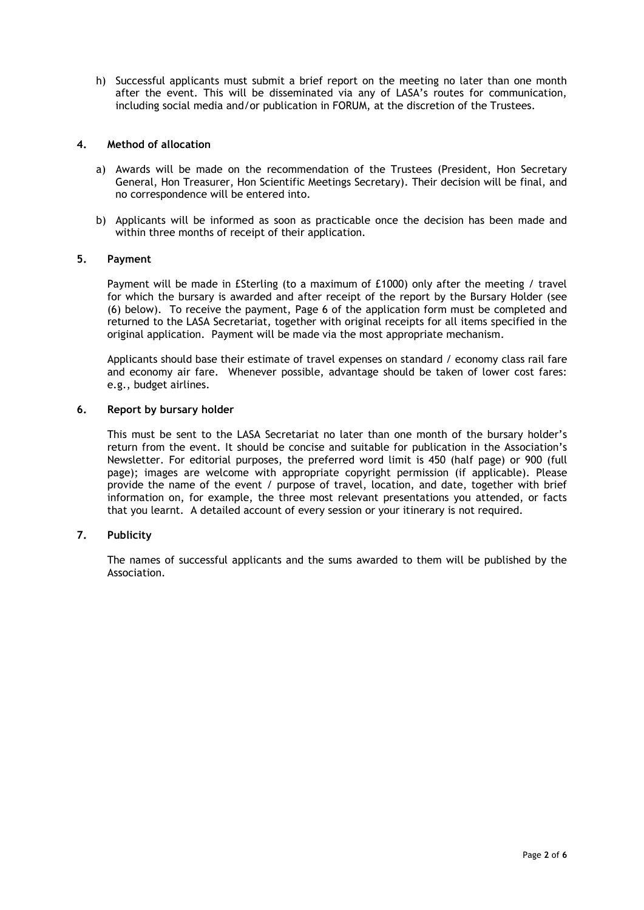h) Successful applicants must submit a brief report on the meeting no later than one month after the event. This will be disseminated via any of LASA's routes for communication, including social media and/or publication in FORUM, at the discretion of the Trustees.

## 4. Method of allocation

a) Awards will be made on the recommendation of the Trustees (President, Hon Secretary General, Hon Treasurer, Hon Scientific Meetings Secretary). Their decision will be final, and no correspondence will be entered into.

b) Applicants will be informed as soon as practicable once the decision has been made and within three months of receipt of their application.

## 5. Payment

Payment will be made in £Sterling (to a maximum of £1000) only after the meeting / travel for which the bursary is awarded and after receipt of the report by the Bursary Holder (see (6) below). To receive the payment, Page 6 of the application form must be completed and returned to the LASA Secretariat, together with original receipts for all items specified in the original application. Payment will be made via the most appropriate mechanism.

Applicants should base their estimate of travel expenses on standard / economy class rail fare and economy air fare. Whenever possible, advantage should be taken of lower cost fares: e.g., budget airlines.

## 6. Report by bursary holder

This must be sent to the LASA Secretariat no later than one month of the bursary holder's return from the event. It should be concise and suitable for publication in the Association's Newsletter. For editorial purposes, the preferred word limit is 450 (half page) or 900 (full page); images are welcome with appropriate copyright permission (if applicable). Please provide the name of the event / purpose of travel, location, and date, together with brief information on, for example, the three most relevant presentations you attended, or facts that you learnt. A detailed account of every session or your itinerary is not required.

## 7. Publicity

The names of successful applicants and the sums awarded to them will be published by the Association.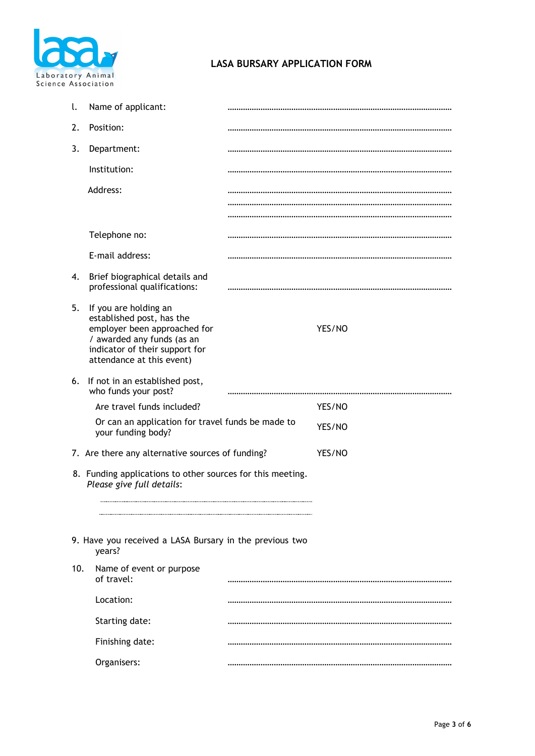# LASA BURSARY APPLICATION FORM

1. Name of applicant: ..............................................................................................

2. Position: ..............................................................................................

3. Department: ..............................................................................................

   Institution: ..............................................................................................

   Address: ..............................................................................................
   ..............................................................................................
   ..............................................................................................

   Telephone no: ..............................................................................................

   E-mail address: ..............................................................................................

4. Brief biographical details and professional qualifications: ..............................................................................................

5. If you are holding an established post, has the employer been approached for / awarded any funds (as an indicator of their support for attendance at this event) YES/NO

6. If not in an established post, who funds your post? ..............................................................................................

   Are travel funds included? YES/NO

   Or can an application for travel funds be made to your funding body? YES/NO

7. Are there any alternative sources of funding? YES/NO

8. Funding applications to other sources for this meeting. *Please give full details*:

   ..............................................................................................
   ..............................................................................................

9. Have you received a LASA Bursary in the previous two years?

10. Name of event or purpose of travel: ..............................................................................................

    Location: ..............................................................................................

    Starting date: ..............................................................................................

    Finishing date: ..............................................................................................

    Organisers: ..............................................................................................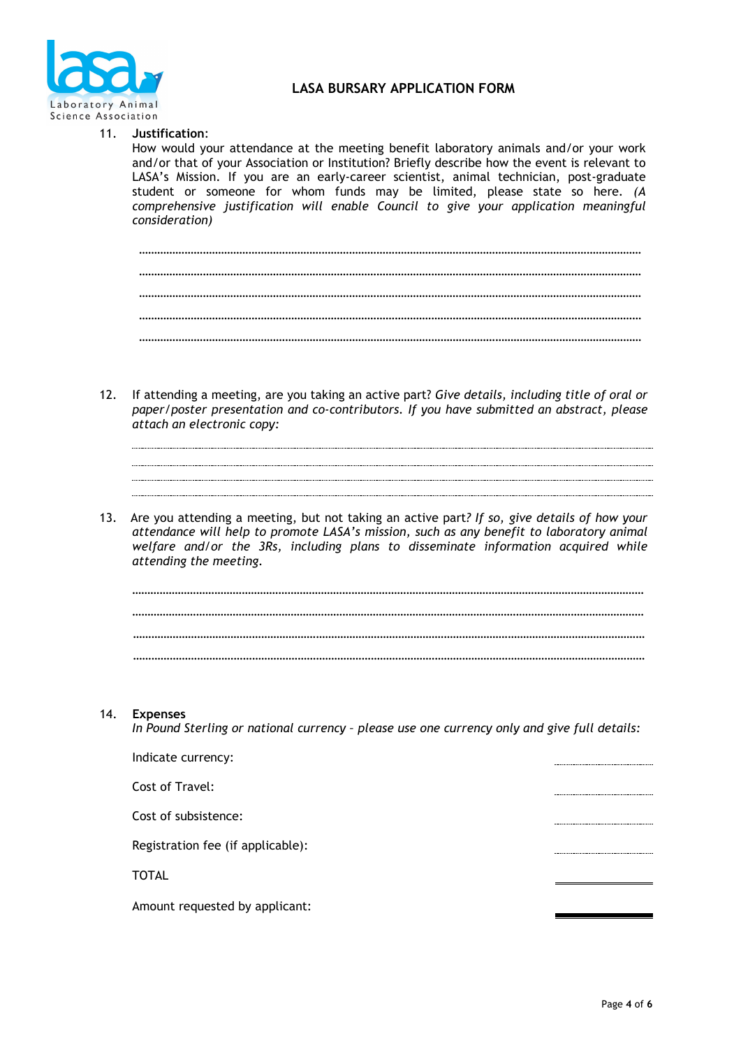11. **Justification**:
How would your attendance at the meeting benefit laboratory animals and/or your work and/or that of your Association or Institution? Briefly describe how the event is relevant to LASA's Mission. If you are an early-career scientist, animal technician, post-graduate student or someone for whom funds may be limited, please state so here. *(A comprehensive justification will enable Council to give your application meaningful consideration)*

……………………………………………………………………………………………………………………………………

……………………………………………………………………………………………………………………………………

……………………………………………………………………………………………………………………………………

……………………………………………………………………………………………………………………………………

……………………………………………………………………………………………………………………………………

12. If attending a meeting, are you taking an active part? *Give details, including title of oral or paper/poster presentation and co-contributors. If you have submitted an abstract, please attach an electronic copy:*

……………………………………………………………………………………………………………………………………

……………………………………………………………………………………………………………………………………

……………………………………………………………………………………………………………………………………

……………………………………………………………………………………………………………………………………

13. Are you attending a meeting, but not taking an active part*? If so, give details of how your attendance will help to promote LASA's mission, such as any benefit to laboratory animal welfare and/or the 3Rs, including plans to disseminate information acquired while attending the meeting.*

……………………………………………………………………………………………………………………………………

……………………………………………………………………………………………………………………………………

……………………………………………………………………………………………………………………………………

……………………………………………………………………………………………………………………………………

14. **Expenses**
*In Pound Sterling or national currency – please use one currency only and give full details:*

Indicate currency: ………………

Cost of Travel: ………………

Cost of subsistence: ………………

Registration fee (if applicable): ………………

TOTAL ________________

Amount requested by applicant: ________________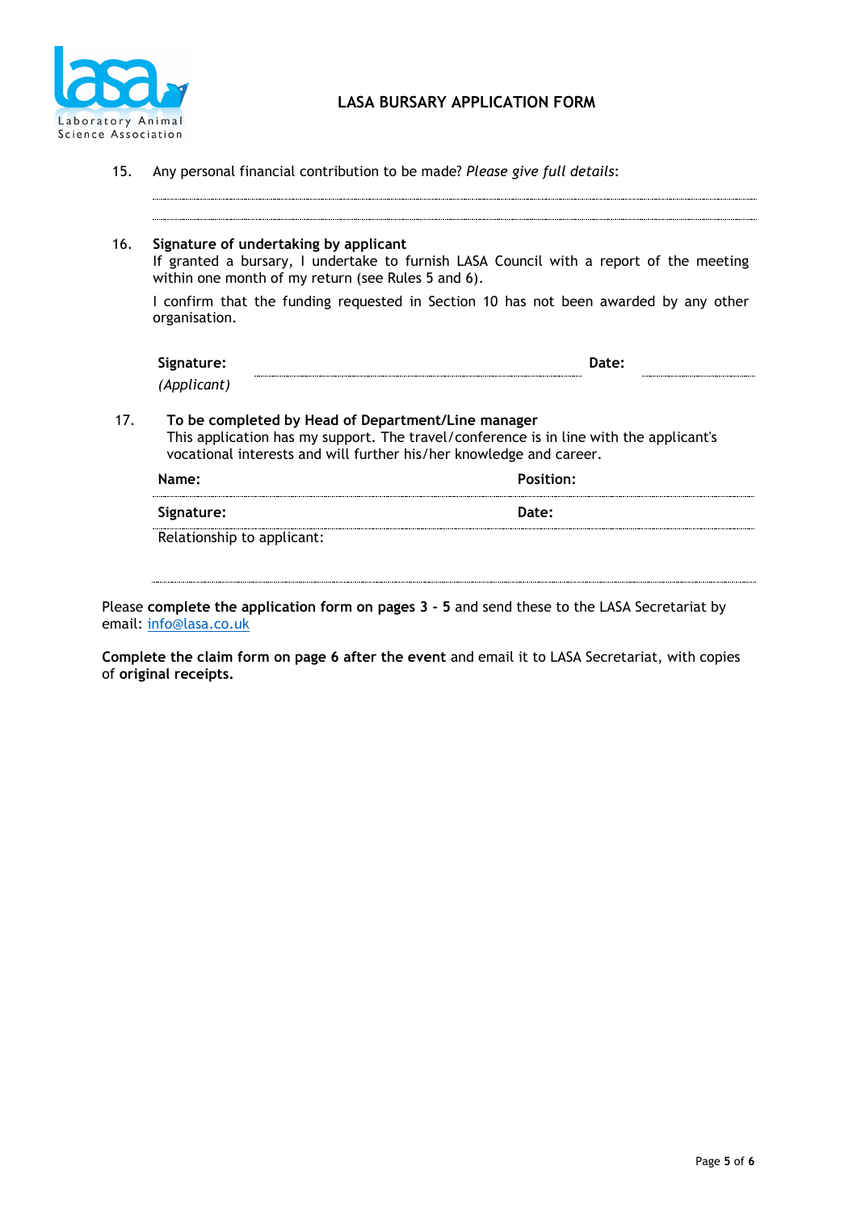# LASA BURSARY APPLICATION FORM

15. Any personal financial contribution to be made? *Please give full details*:

16. **Signature of undertaking by applicant**
    If granted a bursary, I undertake to furnish LASA Council with a report of the meeting within one month of my return (see Rules 5 and 6).

    I confirm that the funding requested in Section 10 has not been awarded by any other organisation.

    **Signature:** ________________________ **Date:** ____________
    *(Applicant)*

17. **To be completed by Head of Department/Line manager**
    This application has my support. The travel/conference is in line with the applicant's vocational interests and will further his/her knowledge and career.

    **Name:** ________________________ **Position:** ________________________

    **Signature:** ________________________ **Date:** ________________________

    Relationship to applicant:

Please **complete the application form on pages 3 - 5** and send these to the LASA Secretariat by email: info@lasa.co.uk

**Complete the claim form on page 6 after the event** and email it to LASA Secretariat, with copies of **original receipts.**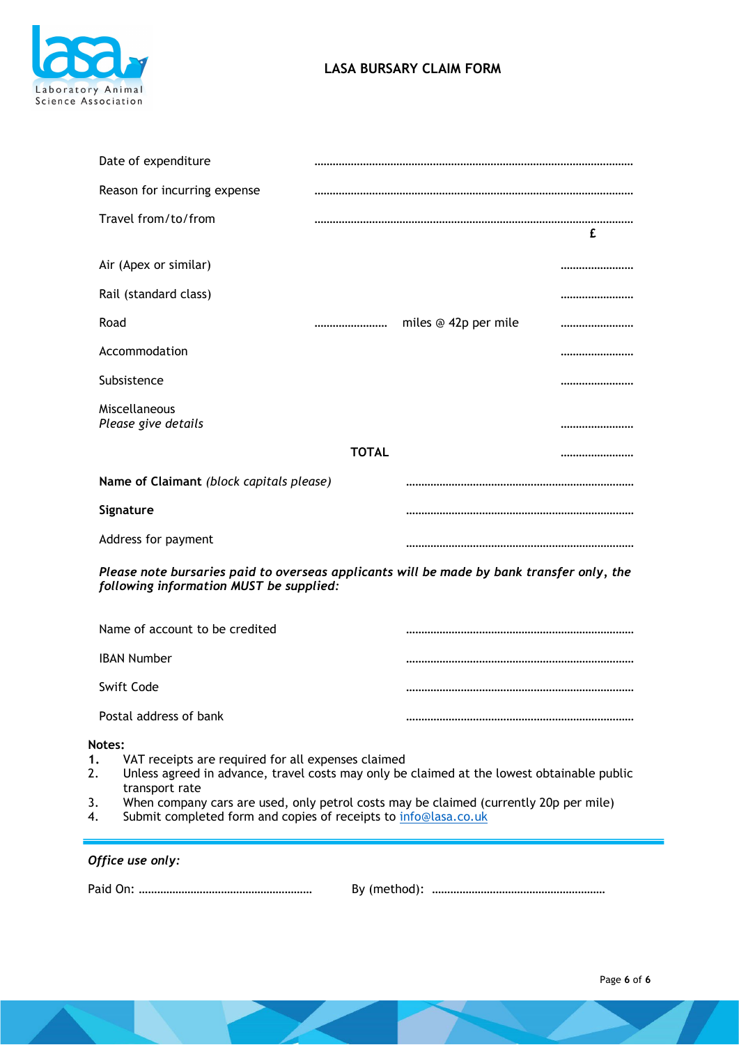# LASA BURSARY CLAIM FORM

Date of expenditure ……………………………………………………………………………………

Reason for incurring expense ……………………………………………………………………………………

Travel from/to/from ……………………………………………………………………………………

| | | | £ |
|---|---|---|---|
| Air (Apex or similar) | | | …………………… |
| Rail (standard class) | | | …………………… |
| Road | …………………… | miles @ 42p per mile | …………………… |
| Accommodation | | | …………………… |
| Subsistence | | | …………………… |
| Miscellaneous *Please give details* | | | …………………… |
| | **TOTAL** | | …………………… |

**Name of Claimant** *(block capitals please)* ………………………………………………………………

**Signature** ………………………………………………………………

Address for payment ………………………………………………………………

***Please note bursaries paid to overseas applicants will be made by bank transfer only, the following information MUST be supplied:***

Name of account to be credited ………………………………………………………………

IBAN Number ………………………………………………………………

Swift Code ………………………………………………………………

Postal address of bank ………………………………………………………………

**Notes:**

1. VAT receipts are required for all expenses claimed
2. Unless agreed in advance, travel costs may only be claimed at the lowest obtainable public transport rate
3. When company cars are used, only petrol costs may be claimed (currently 20p per mile)
4. Submit completed form and copies of receipts to info@lasa.co.uk

---

***Office use only:***

Paid On: ………………………………………………… By (method): …………………………………………………